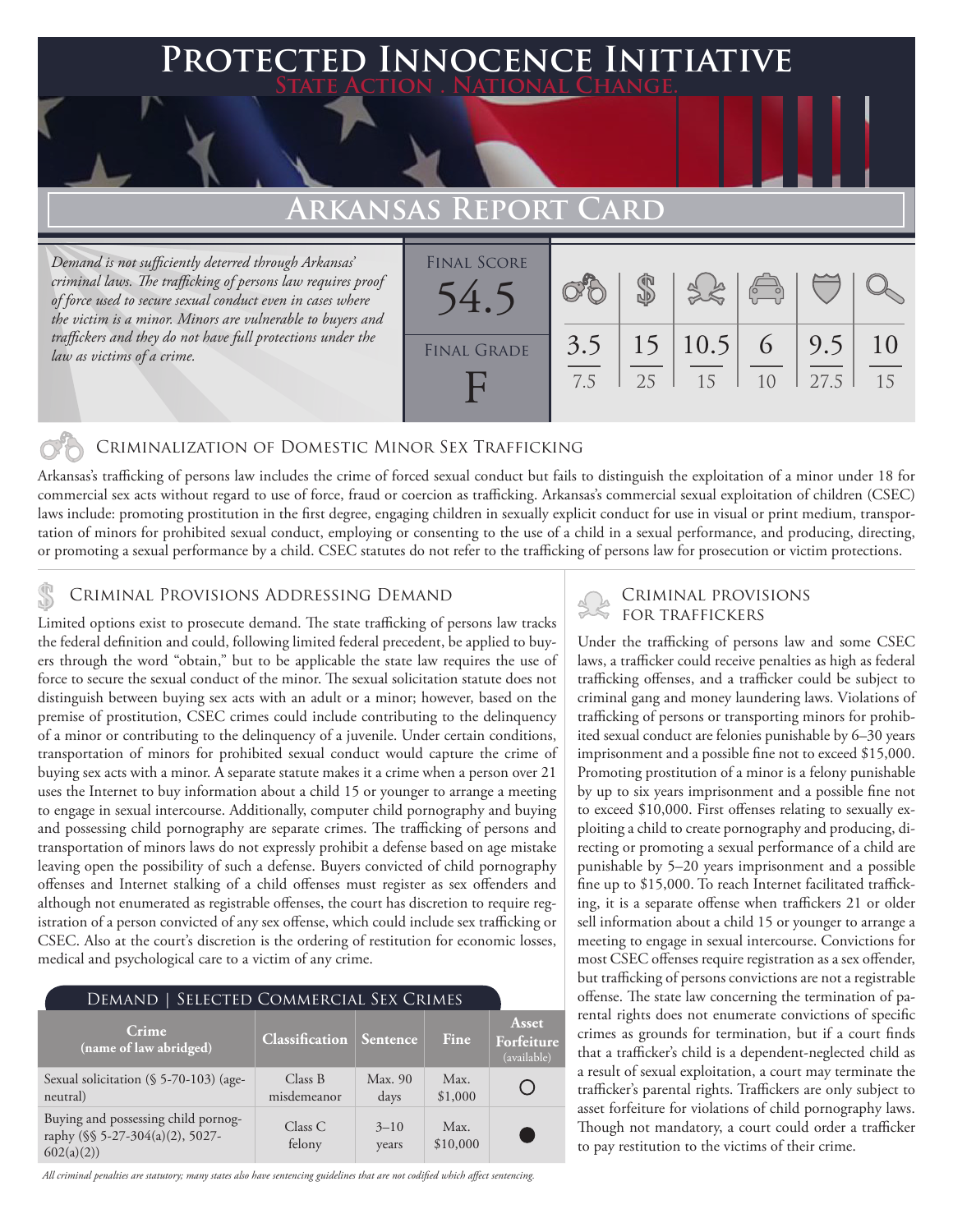# Protected Innocence Initiative

State Action . National Change.

## Arkansas Report Card

*Demand is not sufficiently deterred through Arkansas' criminal laws. The trafficking of persons law requires proof of force used to secure sexual conduct even in cases where the victim is a minor. Minors are vulnerable to buyers and traffickers and they do not have full protections under the law as victims of a crime.*

| Final Score | Criminalization of Domestic Minor Sex Trafficking | Criminal Provisions Addressing Demand | Criminal Provisions for Traffickers | Criminal Provisions for Facilitators | Protective Provisions for Child Victims | Criminal Justice Tools for Investigation and Prosecutions |
|---|---|---|---|---|---|---|
| 54.5 | 3.5 / 7.5 | 15 / 25 | 10.5 / 15 | 6 / 10 | 9.5 / 27.5 | 10 / 15 |

Final Grade: F

### Criminalization of Domestic Minor Sex Trafficking

Arkansas's trafficking of persons law includes the crime of forced sexual conduct but fails to distinguish the exploitation of a minor under 18 for commercial sex acts without regard to use of force, fraud or coercion as trafficking. Arkansas's commercial sexual exploitation of children (CSEC) laws include: promoting prostitution in the first degree, engaging children in sexually explicit conduct for use in visual or print medium, transportation of minors for prohibited sexual conduct, employing or consenting to the use of a child in a sexual performance, and producing, directing, or promoting a sexual performance by a child. CSEC statutes do not refer to the trafficking of persons law for prosecution or victim protections.

### Criminal Provisions Addressing Demand

Limited options exist to prosecute demand. The state trafficking of persons law tracks the federal definition and could, following limited federal precedent, be applied to buyers through the word "obtain," but to be applicable the state law requires the use of force to secure the sexual conduct of the minor. The sexual solicitation statute does not distinguish between buying sex acts with an adult or a minor; however, based on the premise of prostitution, CSEC crimes could include contributing to the delinquency of a minor or contributing to the delinquency of a juvenile. Under certain conditions, transportation of minors for prohibited sexual conduct would capture the crime of buying sex acts with a minor. A separate statute makes it a crime when a person over 21 uses the Internet to buy information about a child 15 or younger to arrange a meeting to engage in sexual intercourse. Additionally, computer child pornography and buying and possessing child pornography are separate crimes. The trafficking of persons and transportation of minors laws do not expressly prohibit a defense based on age mistake leaving open the possibility of such a defense. Buyers convicted of child pornography offenses and Internet stalking of a child offenses must register as sex offenders and although not enumerated as registrable offenses, the court has discretion to require registration of a person convicted of any sex offense, which could include sex trafficking or CSEC. Also at the court's discretion is the ordering of restitution for economic losses, medical and psychological care to a victim of any crime.

**Demand | Selected Commercial Sex Crimes**

| Crime (name of law abridged) | Classification | Sentence | Fine | Asset Forfeiture (available) |
|---|---|---|---|---|
| Sexual solicitation (§ 5-70-103) (age-neutral) | Class B misdemeanor | Max. 90 days | Max. $1,000 | ○ |
| Buying and possessing child pornography (§§ 5-27-304(a)(2), 5027-602(a)(2)) | Class C felony | 3–10 years | Max. $10,000 | ● |

*All criminal penalties are statutory; many states also have sentencing guidelines that are not codified which affect sentencing.*

### Criminal Provisions for Traffickers

Under the trafficking of persons law and some CSEC laws, a trafficker could receive penalties as high as federal trafficking offenses, and a trafficker could be subject to criminal gang and money laundering laws. Violations of trafficking of persons or transporting minors for prohibited sexual conduct are felonies punishable by 6–30 years imprisonment and a possible fine not to exceed $15,000. Promoting prostitution of a minor is a felony punishable by up to six years imprisonment and a possible fine not to exceed $10,000. First offenses relating to sexually exploiting a child to create pornography and producing, directing or promoting a sexual performance of a child are punishable by 5–20 years imprisonment and a possible fine up to $15,000. To reach Internet facilitated trafficking, it is a separate offense when traffickers 21 or older sell information about a child 15 or younger to arrange a meeting to engage in sexual intercourse. Convictions for most CSEC offenses require registration as a sex offender, but trafficking of persons convictions are not a registrable offense. The state law concerning the termination of parental rights does not enumerate convictions of specific crimes as grounds for termination, but if a court finds that a trafficker's child is a dependent-neglected child as a result of sexual exploitation, a court may terminate the trafficker's parental rights. Traffickers are only subject to asset forfeiture for violations of child pornography laws. Though not mandatory, a court could order a trafficker to pay restitution to the victims of their crime.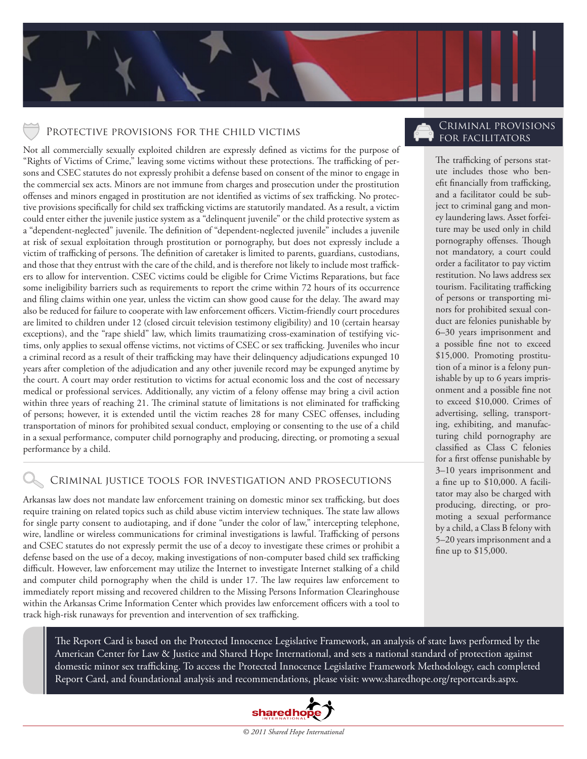## Protective provisions for the child victims

Not all commercially sexually exploited children are expressly defined as victims for the purpose of "Rights of Victims of Crime," leaving some victims without these protections. The trafficking of persons and CSEC statutes do not expressly prohibit a defense based on consent of the minor to engage in the commercial sex acts. Minors are not immune from charges and prosecution under the prostitution offenses and minors engaged in prostitution are not identified as victims of sex trafficking. No protective provisions specifically for child sex trafficking victims are statutorily mandated. As a result, a victim could enter either the juvenile justice system as a "delinquent juvenile" or the child protective system as a "dependent-neglected" juvenile. The definition of "dependent-neglected juvenile" includes a juvenile at risk of sexual exploitation through prostitution or pornography, but does not expressly include a victim of trafficking of persons. The definition of caretaker is limited to parents, guardians, custodians, and those that they entrust with the care of the child, and is therefore not likely to include most traffickers to allow for intervention. CSEC victims could be eligible for Crime Victims Reparations, but face some ineligibility barriers such as requirements to report the crime within 72 hours of its occurrence and filing claims within one year, unless the victim can show good cause for the delay. The award may also be reduced for failure to cooperate with law enforcement officers. Victim-friendly court procedures are limited to children under 12 (closed circuit television testimony eligibility) and 10 (certain hearsay exceptions), and the "rape shield" law, which limits traumatizing cross-examination of testifying victims, only applies to sexual offense victims, not victims of CSEC or sex trafficking. Juveniles who incur a criminal record as a result of their trafficking may have their delinquency adjudications expunged 10 years after completion of the adjudication and any other juvenile record may be expunged anytime by the court. A court may order restitution to victims for actual economic loss and the cost of necessary medical or professional services. Additionally, any victim of a felony offense may bring a civil action within three years of reaching 21. The criminal statute of limitations is not eliminated for trafficking of persons; however, it is extended until the victim reaches 28 for many CSEC offenses, including transportation of minors for prohibited sexual conduct, employing or consenting to the use of a child in a sexual performance, computer child pornography and producing, directing, or promoting a sexual performance by a child.

## Criminal justice tools for investigation and prosecutions

Arkansas law does not mandate law enforcement training on domestic minor sex trafficking, but does require training on related topics such as child abuse victim interview techniques. The state law allows for single party consent to audiotaping, and if done "under the color of law," intercepting telephone, wire, landline or wireless communications for criminal investigations is lawful. Trafficking of persons and CSEC statutes do not expressly permit the use of a decoy to investigate these crimes or prohibit a defense based on the use of a decoy, making investigations of non-computer based child sex trafficking difficult. However, law enforcement may utilize the Internet to investigate Internet stalking of a child and computer child pornography when the child is under 17. The law requires law enforcement to immediately report missing and recovered children to the Missing Persons Information Clearinghouse within the Arkansas Crime Information Center which provides law enforcement officers with a tool to track high-risk runaways for prevention and intervention of sex trafficking.

## Criminal provisions for facilitators

The trafficking of persons statute includes those who benefit financially from trafficking, and a facilitator could be subject to criminal gang and money laundering laws. Asset forfeiture may be used only in child pornography offenses. Though not mandatory, a court could order a facilitator to pay victim restitution. No laws address sex tourism. Facilitating trafficking of persons or transporting minors for prohibited sexual conduct are felonies punishable by 6–30 years imprisonment and a possible fine not to exceed $15,000. Promoting prostitution of a minor is a felony punishable by up to 6 years imprisonment and a possible fine not to exceed $10,000. Crimes of advertising, selling, transporting, exhibiting, and manufacturing child pornography are classified as Class C felonies for a first offense punishable by 3–10 years imprisonment and a fine up to $10,000. A facilitator may also be charged with producing, directing, or promoting a sexual performance by a child, a Class B felony with 5–20 years imprisonment and a fine up to $15,000.

The Report Card is based on the Protected Innocence Legislative Framework, an analysis of state laws performed by the American Center for Law & Justice and Shared Hope International, and sets a national standard of protection against domestic minor sex trafficking. To access the Protected Innocence Legislative Framework Methodology, each completed Report Card, and foundational analysis and recommendations, please visit: www.sharedhope.org/reportcards.aspx.

sharedhope INTERNATIONAL

*© 2011 Shared Hope International*